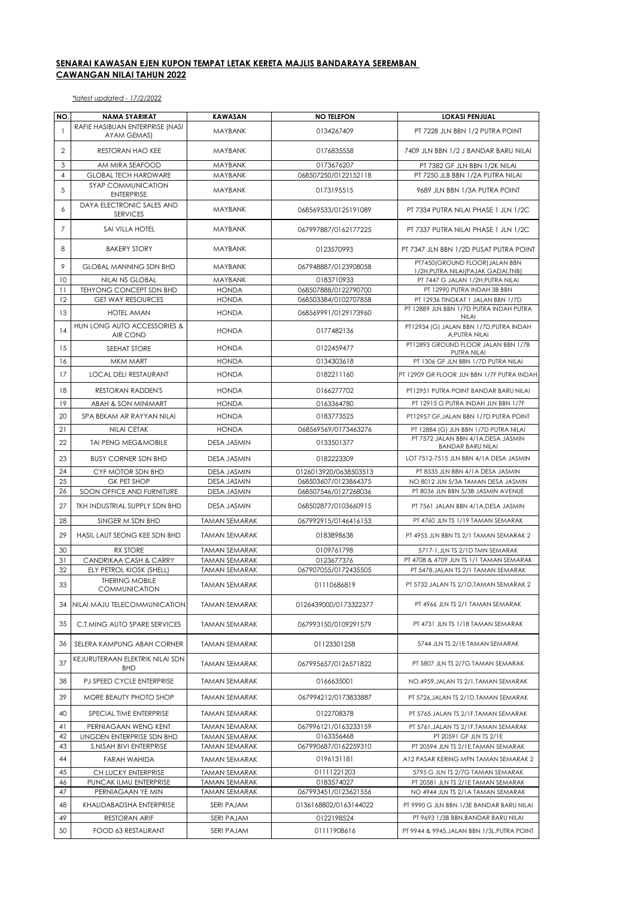**SENARAI KAWASAN EJEN KUPON TEMPAT LETAK KERETA MAJLIS BANDARAYA SEREMBAN CAWANGAN NILAI TAHUN 2022**

*\*latest updated - 17/2/2022*

| NO. | NAMA SYARIKAT | KAWASAN | NO TELEFON | LOKASI PENJUAL |
|---|---|---|---|---|
| 1 | RAFIE HASIBUAN ENTERPRISE (NASI AYAM GEMAS) | MAYBANK | 0134267409 | PT 7228 JLN BBN 1/2 PUTRA POINT |
| 2 | RESTORAN HAO KEE | MAYBANK | 0176835558 | 7409 JLN BBN 1/2 J BANDAR BARU NILAI |
| 3 | AM MIRA SEAFOOD | MAYBANK | 0173676207 | PT 7382 GF JLN BBN 1/2K NILAI |
| 4 | GLOBAL TECH HARDWARE | MAYBANK | 068507250/0122152118 | PT 7250 JLB BBN 1/2A PUTRA NILAI |
| 5 | SYAP COMMUNICATION ENTERPRISE | MAYBANK | 0173195515 | 9689 JLN BBN 1/3A PUTRA POINT |
| 6 | DAYA ELECTRONIC SALES AND SERVICES | MAYBANK | 068569533/0125191089 | PT 7334 PUTRA NILAI PHASE 1 JLN 1/2C |
| 7 | SAI VILLA HOTEL | MAYBANK | 067997887/0162177225 | PT 7337 PUTRA NILAI PHASE 1 JLN 1/2C |
| 8 | BAKERY STORY | MAYBANK | 0123570993 | PT 7347 JLN BBN 1/2D PUSAT PUTRA POINT |
| 9 | GLOBAL MANNING SDN BHD | MAYBANK | 067948887/0123908058 | PT7450(GROUND FLOOR)JALAN BBN 1/2H,PUTRA NILAI(PAJAK GADAI,TNB) |
| 10 | NILAI NS GLOBAL | MAYBANK | 0183710933 | PT 7447 G JALAN 1/2H,PUTRA NILAI |
| 11 | TEHYONG CONCEPT SDN BHD | HONDA | 068507888/0122790700 | PT 12990 PUTRA INDAH 3B BBN |
| 12 | GET WAY RESOURCES | HONDA | 068503384/0102707858 | PT 12936 TINGKAT 1 JALAN BBN 1/7D |
| 13 | HOTEL AMAN | HONDA | 068569991/0129173960 | PT 12889 JLN BBN 1/7D PUTRA INDAH PUTRA NILAI |
| 14 | HUN LONG AUTO ACCESSORIES & AIR COND | HONDA | 0177482136 | PT12934 (G) JALAN BBN 1/7D,PUTRA INDAH A,PUTRA NILAI |
| 15 | SEEHAT STORE | HONDA | 0122459477 | PT12893 GROUND FLOOR JALAN BBN 1/7B PUTRA NILAI |
| 16 | MKM MART | HONDA | 0134303618 | PT 1306 GF JLN BBN 1/7D PUTRA NILAI |
| 17 | LOCAL DELI RESTAURANT | HONDA | 0182211160 | PT 12909 GR FLOOR JLN BBN 1/7F PUTRA INDAH |
| 18 | RESTORAN RADDEN'S | HONDA | 0166277702 | PT12951 PUTRA POINT BANDAR BARU NILAI |
| 19 | ABAH & SON MINIMART | HONDA | 0163364780 | PT 12915 G PUTRA INDAH JLN BBN 1/7F |
| 20 | SPA BEKAM AR RAYYAN NILAI | HONDA | 0183773525 | PT12957 GF,JALAN BBN 1/7D PUTRA POINT |
| 21 | NILAI CETAK | HONDA | 068569569/0173463276 | PT 12884 (G) JLN BBN 1/7D PUTRA NILAI |
| 22 | TAI PENG MEG&MOBILE | DESA JASMIN | 0133501377 | PT 7572 JALAN BBN 4/1A,DESA JASMIN BANDAR BARU NILAI |
| 23 | BUSY CORNER SDN BHD | DESA JASMIN | 0182223309 | LOT 7512-7515 JLN BBN 4/1A DESA JASMIN |
| 24 | CYF MOTOR SDN BHD | DESA JASMIN | 0126013920/0638503513 | PT 8535 JLN BBN 4/1A DESA JASMIN |
| 25 | GK PET SHOP | DESA JASMIN | 068503607/0123864375 | NO 8012 JLN 5/3A TAMAN DESA JASMIN |
| 26 | SOON OFFICE AND FURNITURE | DESA JASMIN | 068507546/0127268036 | PT 8036 JLN BBN 5/3B JASMIN AVENUE |
| 27 | TKH INDUSTRIAL SUPPLY SDN BHD | DESA JASMIN | 068502877/0103660915 | PT 7561 JALAN BBN 4/1A,DESA JASMIN |
| 28 | SINGER M SDN BHD | TAMAN SEMARAK | 067992915/0146416153 | PT 4760 JLN TS 1/19 TAMAN SEMARAK |
| 29 | HASIL LAUT SEONG KEE SDN BHD | TAMAN SEMARAK | 0183898638 | PT 4955 JLN BBN TS 2/1 TAMAN SEMARAK 2 |
| 30 | RX STORE | TAMAN SEMARAK | 0109761798 | 5717-1,JLN TS 2/1D TMN SEMARAK |
| 31 | CANDRIKAA CASH & CARRY | TAMAN SEMARAK | 0123677376 | PT 4708 & 4709 JLN TS 1/1 TAMAN SEMARAK |
| 32 | ELY PETROL KIOSK (SHELL) | TAMAN SEMARAK | 067907055/0172435505 | PT 5478,JALAN TS 2/1 TAMAN SEMARAK |
| 33 | THERING MOBILE COMMUNICATION | TAMAN SEMARAK | 01110686819 | PT 5732 JALAN TS 2/1D,TAMAN SEMARAK 2 |
| 34 | NILAI MAJU TELECOMMUNICATION | TAMAN SEMARAK | 0126439000/0173322377 | PT 4966 JLN TS 2/1 TAMAN SEMARAK |
| 35 | C.T.MING AUTO SPARE SERVICES | TAMAN SEMARAK | 067993150/0109291579 | PT 4731 JLN TS 1/18 TAMAN SEMARAK |
| 36 | SELERA KAMPUNG ABAH CORNER | TAMAN SEMARAK | 01123301258 | 5744 JLN TS 2/1E TAMAN SEMARAK |
| 37 | KEJURUTERAAN ELEKTRIK NILAI SDN BHD | TAMAN SEMARAK | 067995657/0126571822 | PT 5807 JLN TS 2/7G TAMAN SEMARAK |
| 38 | PJ SPEED CYCLE ENTERPRISE | TAMAN SEMARAK | 0166635001 | NO.4959,JALAN TS 2/1,TAMAN SEMARAK |
| 39 | MORE BEAUTY PHOTO SHOP | TAMAN SEMARAK | 067994212/0173833887 | PT 5726,JALAN TS 2/1D,TAMAN SEMARAK |
| 40 | SPECIAL TIME ENTERPRISE | TAMAN SEMARAK | 0122708378 | PT 5765 JALAN TS 2/1F,TAMAN SEMARAK |
| 41 | PERNIAGAAN WENG KENT | TAMAN SEMARAK | 067996121/0163233159 | PT 5761,JALAN TS 2/1F,TAMAN SEMARAK |
| 42 | LINGDEN ENTERPRISE SDN BHD | TAMAN SEMARAK | 0163356468 | PT 20591 GF JLN TS 2/1E |
| 43 | S.NISAH BIVI ENTERPRISE | TAMAN SEMARAK | 067990687/0162259310 | PT 20594 JLN TS 2/1E,TAMAN SEMARAK |
| 44 | FARAH WAHIDA | TAMAN SEMARAK | 0196131181 | A12 PASAR KERING MPN TAMAN SEMARAK 2 |
| 45 | CH LUCKY ENTERPRISE | TAMAN SEMARAK | 01111221203 | 5795 G JLN TS 2/7G TAMAN SEMARAK |
| 46 | PUNCAK ILMU ENTERPRISE | TAMAN SEMARAK | 0183574027 | PT 20581 JLN TS 2/1E TAMAN SEMARAK |
| 47 | PERNIAGAAN YE MIN | TAMAN SEMARAK | 067993451/0123621556 | NO 4944 JLN TS 2/1A TAMAN SEMARAK |
| 48 | KHALIDABADSHA ENTERPRISE | SERI PAJAM | 0136168802/0163144022 | PT 9990 G JLN BBN 1/3E BANDAR BARU NILAI |
| 49 | RESTORAN ARIF | SERI PAJAM | 0122198524 | PT 9693 1/3B BBN,BANDAR BARU NILAI |
| 50 | FOOD 63 RESTAURANT | SERI PAJAM | 01111908616 | PT 9944 & 9945,JALAN BBN 1/3L,PUTRA POINT |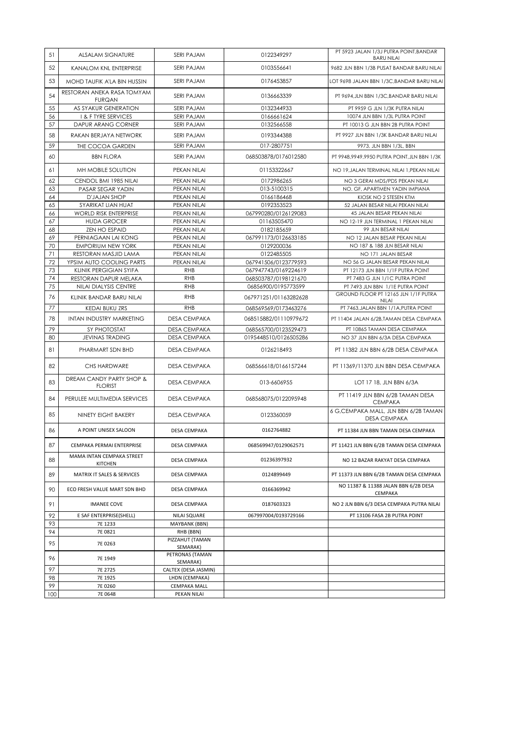| | | | | |
|---|---|---|---|---|
| 51 | ALSALAM SIGNATURE | SERI PAJAM | 0122349297 | PT 5923 JALAN 1/3J PUTRA POINT,BANDAR BARU NILAI |
| 52 | KANALOM KNL ENTERPRISE | SERI PAJAM | 0103556641 | 9682 JLN BBN 1/3B PUSAT BANDAR BARU NILAI |
| 53 | MOHD TAUFIK A'LA BIN HUSSIN | SERI PAJAM | 0176453857 | LOT 9698 JALAN BBN 1/3C,BANDAR BARU NILAI |
| 54 | RESTORAN ANEKA RASA TOMYAM FURQAN | SERI PAJAM | 0136663339 | PT 9694,JLN BBN 1/3C,BANDAR BARU NILAI |
| 55 | AS SYAKUR GENERATION | SERI PAJAM | 0132344933 | PT 9959 G JLN 1/3K PUTRA NILAI |
| 56 | I & F TYRE SERVICES | SERI PAJAM | 0166661624 | 10074 JLN BBN 1/3L PUTRA POINT |
| 57 | DAPUR ARANG CORNER | SERI PAJAM | 0132566558 | PT 10013 G JLN BBN 2B PUTRA POINT |
| 58 | RAKAN BERJAYA NETWORK | SERI PAJAM | 0193344388 | PT 9927 JLN BBN 1/3K BANDAR BARU NILAI |
| 59 | THE COCOA GARDEN | SERI PAJAM | 017-2807751 | 9973, JLN BBN 1/3L, BBN |
| 60 | BBN FLORA | SERI PAJAM | 068503878/0176012580 | PT 9948,9949,9950 PUTRA POINT,JLN BBN 1/3K |
| 61 | MH MOBILE SOLUTION | PEKAN NILAI | 01153322667 | NO 19,JALAN TERMINAL NILAI 1,PEKAN NILAI |
| 62 | CENDOL BMI 1985 NILAI | PEKAN NILAI | 0172986265 | NO 3 GERAI MDS/PDS PEKAN NILAI |
| 63 | PASAR SEGAR YADIN | PEKAN NILAI | 013-5100315 | NO. GF, APARTMEN YADIN IMPIANA |
| 64 | D'JAJAN SHOP | PEKAN NILAI | 0166186468 | KIOSK NO 2 STESEN KTM |
| 65 | SYARIKAT LIAN HUAT | PEKAN NILAI | 0192353523 | 52 JALAN BESAR NILAI PEKAN NILAI |
| 66 | WORLD RISK ENTERPRISE | PEKAN NILAI | 067990280/0126129083 | 45 JALAN BESAR PEKAN NILAI |
| 67 | HUDA GROCER | PEKAN NILAI | 01163505470 | NO 12-19 JLN TERMINAL 1 PEKAN NILAI |
| 68 | ZEN HO ESPAID | PEKAN NILAI | 0182185659 | 99 JLN BESAR NILAI |
| 69 | PERNIAGAAN LAI KONG | PEKAN NILAI | 067991173/0126633185 | NO 12 JALAN BESAR PEKAN NILAI |
| 70 | EMPORIUM NEW YORK | PEKAN NILAI | 0129200036 | NO 187 & 188 JLN BESAR NILAI |
| 71 | RESTORAN MASJID LAMA | PEKAN NILAI | 0122485505 | NO 171 JALAN BESAR |
| 72 | YPSIM AUTO COOLING PARTS | PEKAN NILAI | 067941506/0123779593 | NO 56 G JALAN BESAR PEKAN NILAI |
| 73 | KLINIK PERGIGIAN SYIFA | RHB | 067947743/0169224619 | PT 12173 JLN BBN 1/1F PUTRA POINT |
| 74 | RESTORAN DAPUR MELAKA | RHB | 068503787/0198121670 | PT 7483 G JLN 1/1C PUTRA POINT |
| 75 | NILAI DIALYSIS CENTRE | RHB | 06856900/0195773599 | PT 7493 JLN BBN 1/1E PUTRA POINT |
| 76 | KLINIK BANDAR BARU NILAI | RHB | 067971251/01163282628 | GROUND FLOOR PT 12165 JLN 1/1F PUTRA NILAI |
| 77 | KEDAI BUKU ZRS | RHB | 068569569/0173463276 | PT 7463,JALAN BBN 1/1A,PUTRA POINT |
| 78 | INTAN INDUSTRY MARKETING | DESA CEMPAKA | 068515882/01110979672 | PT 11404 JALAN 6/2B,TAMAN DESA CEMPAKA |
| 79 | SY PHOTOSTAT | DESA CEMPAKA | 068565700/0123529473 | PT 10865 TAMAN DESA CEMPAKA |
| 80 | JEVINAS TRADING | DESA CEMPAKA | 0195448510/0126505286 | NO 37 JLN BBN 6/3A DESA CEMPAKA |
| 81 | PHARMART SDN BHD | DESA CEMPAKA | 0126218493 | PT 11382 JLN BBN 6/2B DESA CEMPAKA |
| 82 | CHS HARDWARE | DESA CEMPAKA | 068566618/0166157244 | PT 11369/11370 JLN BBN DESA CEMPAKA |
| 83 | DREAM CANDY PARTY SHOP & FLORIST | DESA CEMPAKA | 013-6606955 | LOT 17 18, JLN BBN 6/3A |
| 84 | PERULEE MULTIMEDIA SERVICES | DESA CEMPAKA | 068568075/0122095948 | PT 11419 JLN BBN 6/2B TAMAN DESA CEMPAKA |
| 85 | NINETY EIGHT BAKERY | DESA CEMPAKA | 0123360059 | 6 G,CEMPAKA MALL, JLN BBN 6/2B TAMAN DESA CEMPAKA |
| 86 | A POINT UNISEX SALOON | DESA CEMPAKA | 0162764882 | PT 11384 JLN BBN TAMAN DESA CEMPAKA |
| 87 | CEMPAKA PERMAI ENTERPRISE | DESA CEMPAKA | 068569947/0129062571 | PT 11421 JLN BBN 6/2B TAMAN DESA CEMPAKA |
| 88 | MAMA INTAN CEMPAKA STREET KITCHEN | DESA CEMPAKA | 01236397932 | NO 12 BAZAR RAKYAT DESA CEMPAKA |
| 89 | MATRIX IT SALES & SERVICES | DESA CEMPAKA | 0124899449 | PT 11373 JLN BBN 6/2B TAMAN DESA CEMPAKA |
| 90 | ECO FRESH VALUE MART SDN BHD | DESA CEMPAKA | 0166369942 | NO 11387 & 11388 JALAN BBN 6/2B DESA CEMPAKA |
| 91 | IMANEE COVE | DESA CEMPAKA | 0187603323 | NO 2 JLN BBN 6/3 DESA CEMPAKA PUTRA NILAI |
| 92 | E SAF ENTERPRISE(SHELL) | NILAI SQUARE | 067997004/0193729166 | PT 13106 FASA 2B PUTRA POINT |
| 93 | 7E 1233 | MAYBANK (BBN) | | |
| 94 | 7E 0821 | RHB (BBN) | | |
| 95 | 7E 0263 | PIZZAHUT (TAMAN SEMARAK) | | |
| 96 | 7E 1949 | PETRONAS (TAMAN SEMARAK) | | |
| 97 | 7E 2725 | CALTEX (DESA JASMIN) | | |
| 98 | 7E 1925 | LHDN (CEMPAKA) | | |
| 99 | 7E 0260 | CEMPAKA MALL | | |
| 100 | 7E 0648 | PEKAN NILAI | | |